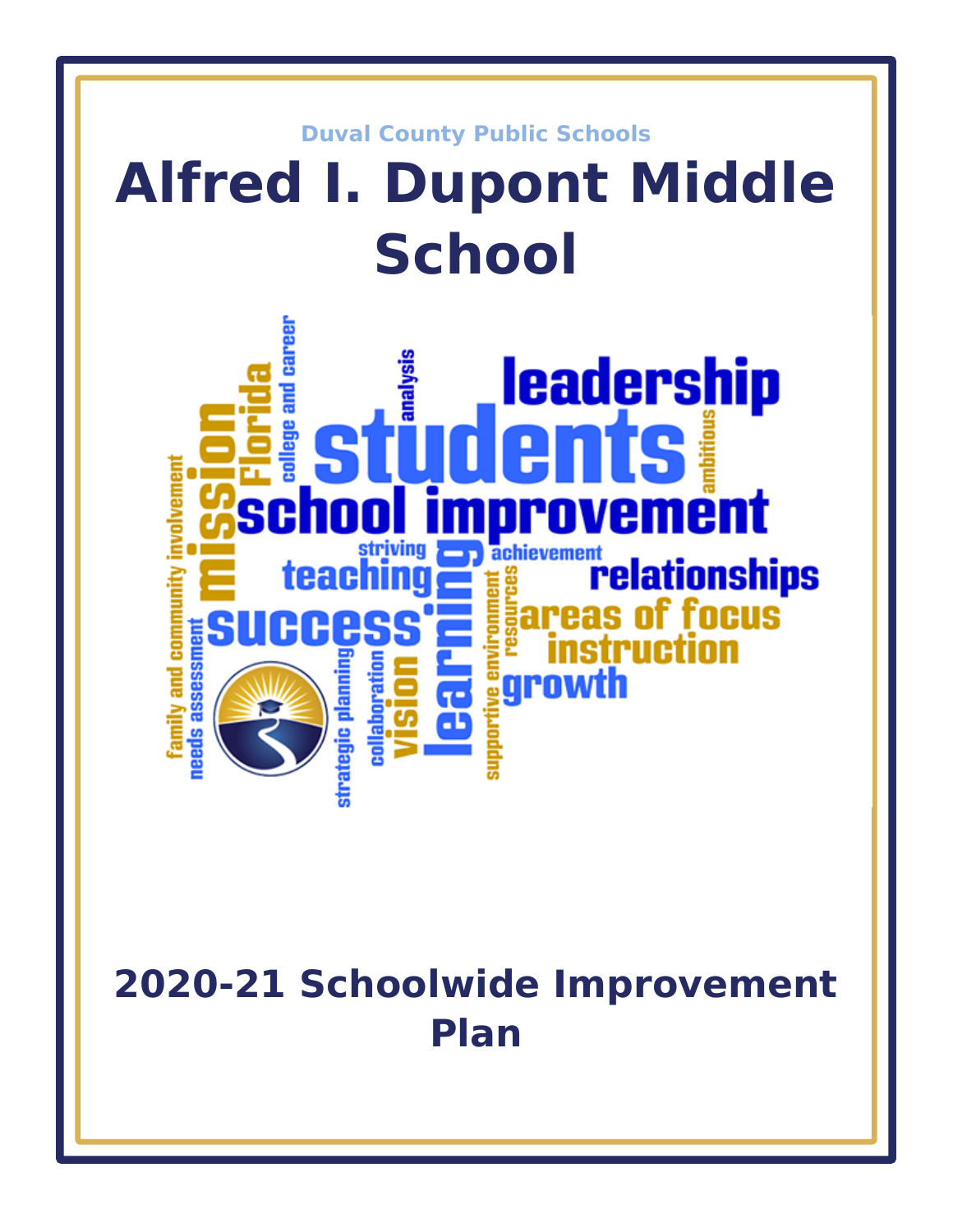Duval County Public Schools

# Alfred I. Dupont Middle School

## 2020-21 Schoolwide Improvement Plan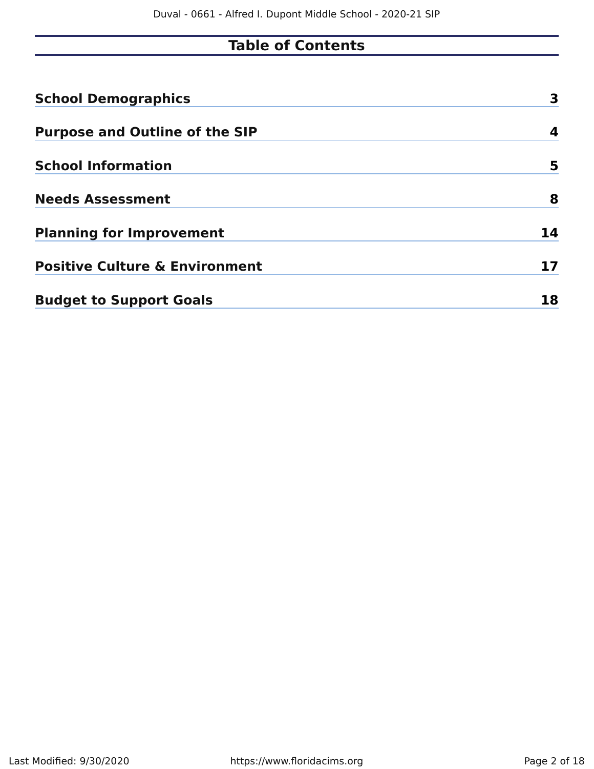# Table of Contents

| Section | Page |
|---|---|
| **School Demographics** | **3** |
| **Purpose and Outline of the SIP** | **4** |
| **School Information** | **5** |
| **Needs Assessment** | **8** |
| **Planning for Improvement** | **14** |
| **Positive Culture & Environment** | **17** |
| **Budget to Support Goals** | **18** |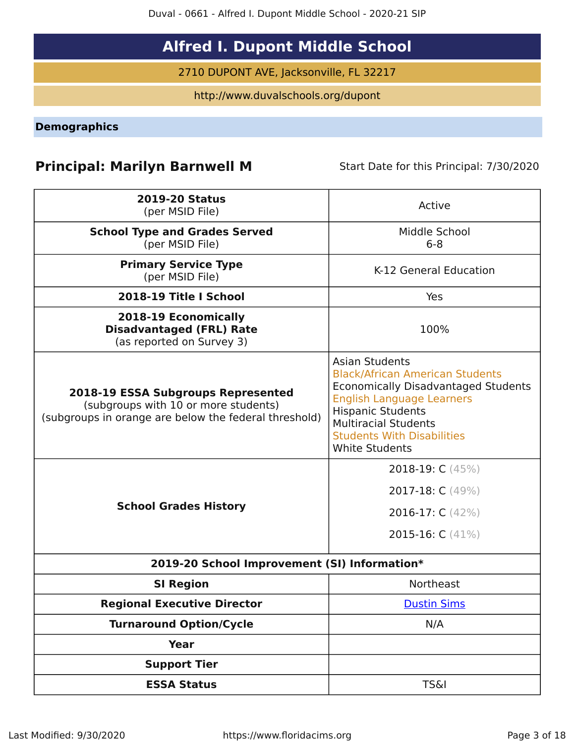# Alfred I. Dupont Middle School

2710 DUPONT AVE, Jacksonville, FL 32217

http://www.duvalschools.org/dupont

## Demographics

**Principal: Marilyn Barnwell M** Start Date for this Principal: 7/30/2020

| | |
|---|---|
| **2019-20 Status** (per MSID File) | Active |
| **School Type and Grades Served** (per MSID File) | Middle School 6-8 |
| **Primary Service Type** (per MSID File) | K-12 General Education |
| **2018-19 Title I School** | Yes |
| **2018-19 Economically Disadvantaged (FRL) Rate** (as reported on Survey 3) | 100% |
| **2018-19 ESSA Subgroups Represented** (subgroups with 10 or more students) (subgroups in orange are below the federal threshold) | Asian Students<br>Black/African American Students<br>Economically Disadvantaged Students<br>English Language Learners<br>Hispanic Students<br>Multiracial Students<br>Students With Disabilities<br>White Students |
| **School Grades History** | 2018-19: C (45%)<br>2017-18: C (49%)<br>2016-17: C (42%)<br>2015-16: C (41%) |
| **2019-20 School Improvement (SI) Information*** | |
| **SI Region** | Northeast |
| **Regional Executive Director** | Dustin Sims |
| **Turnaround Option/Cycle** | N/A |
| **Year** | |
| **Support Tier** | |
| **ESSA Status** | TS&I |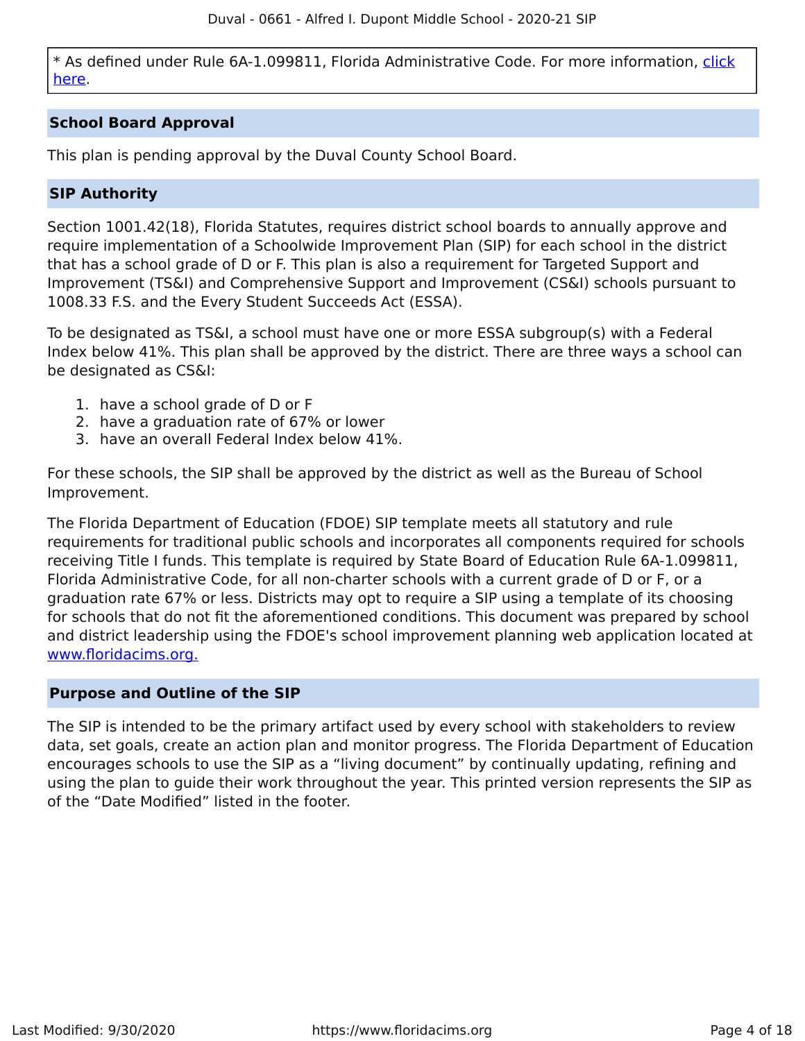* As defined under Rule 6A-1.099811, Florida Administrative Code. For more information, [click here](#).

## School Board Approval

This plan is pending approval by the Duval County School Board.

## SIP Authority

Section 1001.42(18), Florida Statutes, requires district school boards to annually approve and require implementation of a Schoolwide Improvement Plan (SIP) for each school in the district that has a school grade of D or F. This plan is also a requirement for Targeted Support and Improvement (TS&I) and Comprehensive Support and Improvement (CS&I) schools pursuant to 1008.33 F.S. and the Every Student Succeeds Act (ESSA).

To be designated as TS&I, a school must have one or more ESSA subgroup(s) with a Federal Index below 41%. This plan shall be approved by the district. There are three ways a school can be designated as CS&I:

1. have a school grade of D or F
2. have a graduation rate of 67% or lower
3. have an overall Federal Index below 41%.

For these schools, the SIP shall be approved by the district as well as the Bureau of School Improvement.

The Florida Department of Education (FDOE) SIP template meets all statutory and rule requirements for traditional public schools and incorporates all components required for schools receiving Title I funds. This template is required by State Board of Education Rule 6A-1.099811, Florida Administrative Code, for all non-charter schools with a current grade of D or F, or a graduation rate 67% or less. Districts may opt to require a SIP using a template of its choosing for schools that do not fit the aforementioned conditions. This document was prepared by school and district leadership using the FDOE's school improvement planning web application located at [www.floridacims.org.](https://www.floridacims.org)

## Purpose and Outline of the SIP

The SIP is intended to be the primary artifact used by every school with stakeholders to review data, set goals, create an action plan and monitor progress. The Florida Department of Education encourages schools to use the SIP as a "living document" by continually updating, refining and using the plan to guide their work throughout the year. This printed version represents the SIP as of the "Date Modified" listed in the footer.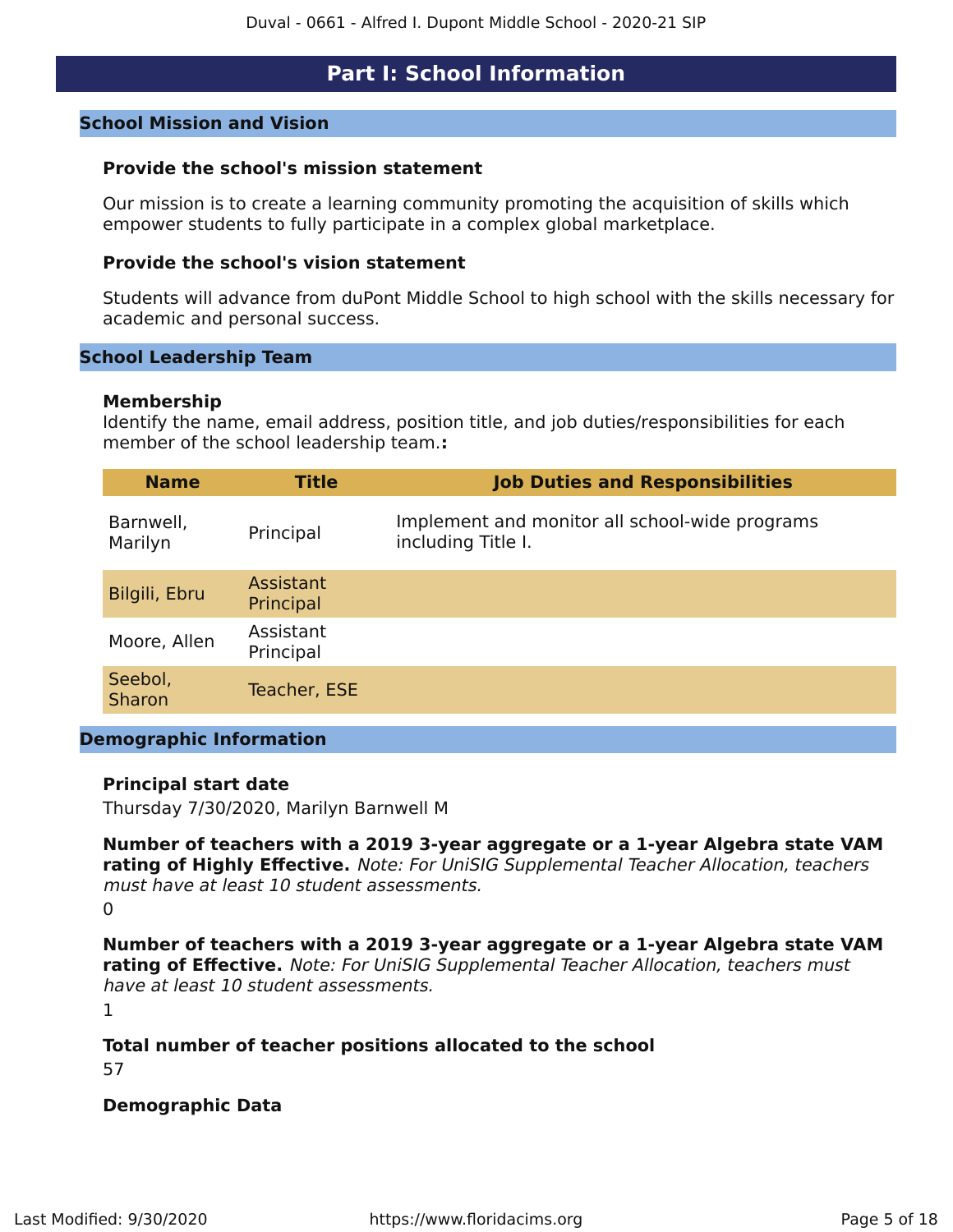# Part I: School Information

## School Mission and Vision

### Provide the school's mission statement

Our mission is to create a learning community promoting the acquisition of skills which empower students to fully participate in a complex global marketplace.

### Provide the school's vision statement

Students will advance from duPont Middle School to high school with the skills necessary for academic and personal success.

## School Leadership Team

### Membership

Identify the name, email address, position title, and job duties/responsibilities for each member of the school leadership team.**:**

| Name | Title | Job Duties and Responsibilities |
|---|---|---|
| Barnwell, Marilyn | Principal | Implement and monitor all school-wide programs including Title I. |
| Bilgili, Ebru | Assistant Principal | |
| Moore, Allen | Assistant Principal | |
| Seebol, Sharon | Teacher, ESE | |

## Demographic Information

**Principal start date**

Thursday 7/30/2020, Marilyn Barnwell M

**Number of teachers with a 2019 3-year aggregate or a 1-year Algebra state VAM rating of Highly Effective.** *Note: For UniSIG Supplemental Teacher Allocation, teachers must have at least 10 student assessments.*

0

**Number of teachers with a 2019 3-year aggregate or a 1-year Algebra state VAM rating of Effective.** *Note: For UniSIG Supplemental Teacher Allocation, teachers must have at least 10 student assessments.*

1

**Total number of teacher positions allocated to the school**

57

**Demographic Data**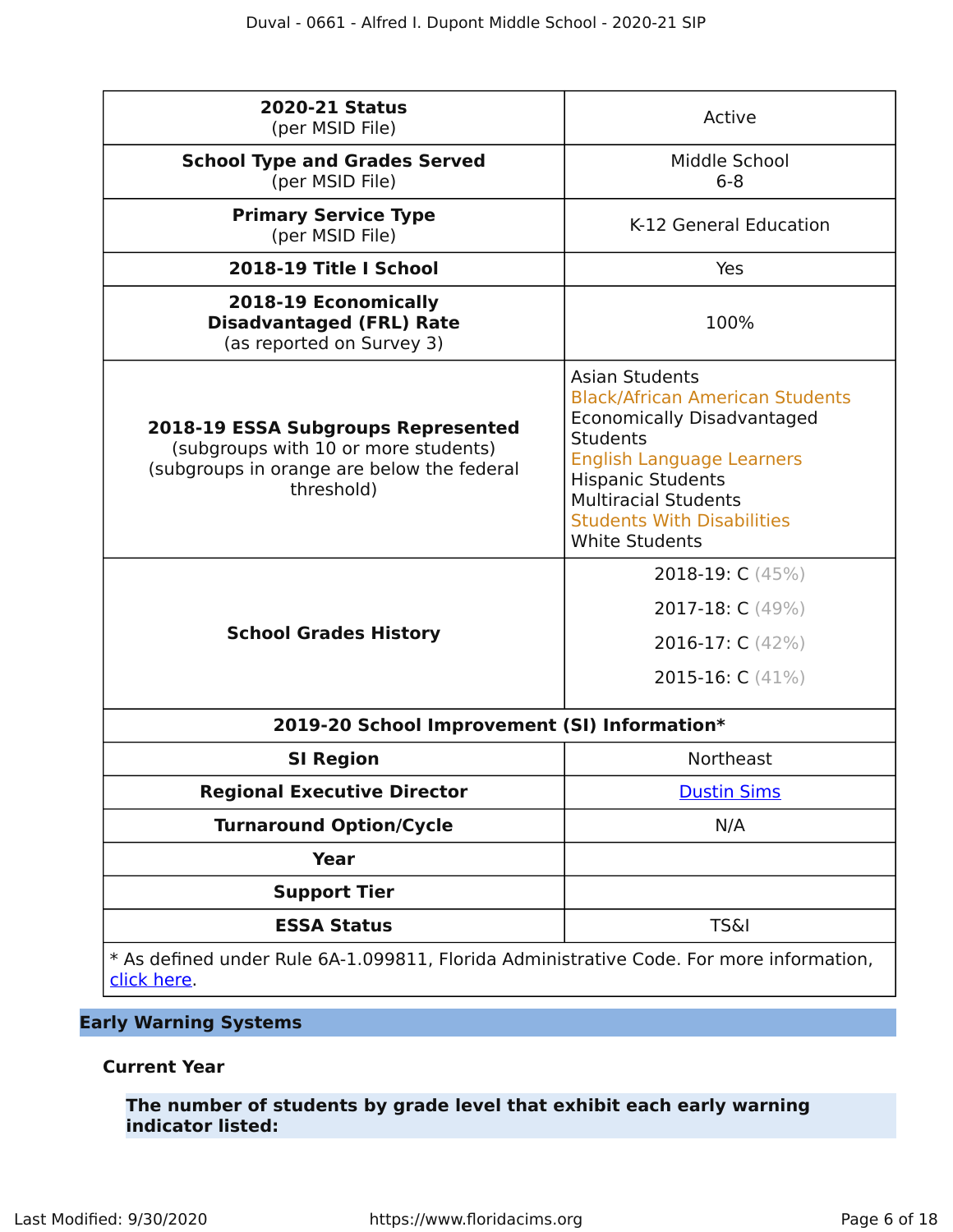| **2020-21 Status** (per MSID File) | Active |
| --- | --- |
| **School Type and Grades Served** (per MSID File) | Middle School 6-8 |
| **Primary Service Type** (per MSID File) | K-12 General Education |
| **2018-19 Title I School** | Yes |
| **2018-19 Economically Disadvantaged (FRL) Rate** (as reported on Survey 3) | 100% |
| **2018-19 ESSA Subgroups Represented** (subgroups with 10 or more students) (subgroups in orange are below the federal threshold) | Asian Students<br>Black/African American Students<br>Economically Disadvantaged Students<br>English Language Learners<br>Hispanic Students<br>Multiracial Students<br>Students With Disabilities<br>White Students |
| **School Grades History** | 2018-19: C (45%)<br>2017-18: C (49%)<br>2016-17: C (42%)<br>2015-16: C (41%) |
| **2019-20 School Improvement (SI) Information*** | |
| **SI Region** | Northeast |
| **Regional Executive Director** | Dustin Sims |
| **Turnaround Option/Cycle** | N/A |
| **Year** | |
| **Support Tier** | |
| **ESSA Status** | TS&I |

* As defined under Rule 6A-1.099811, Florida Administrative Code. For more information, click here.

## Early Warning Systems

### Current Year

**The number of students by grade level that exhibit each early warning indicator listed:**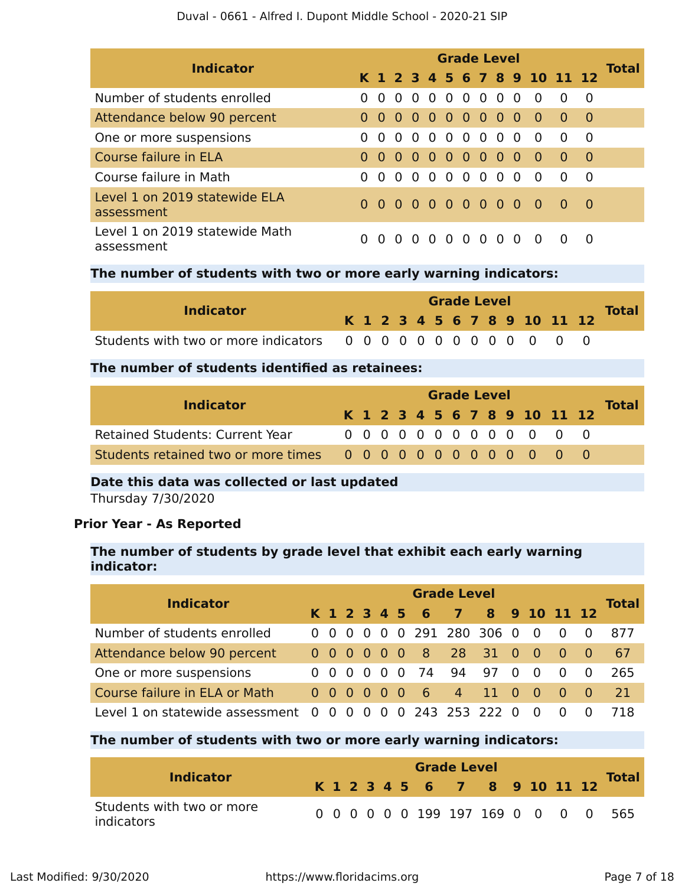| Indicator | Grade Level | | | | | | | | | | | | | Total |
|---|---|---|---|---|---|---|---|---|---|---|---|---|---|---|
| | K | 1 | 2 | 3 | 4 | 5 | 6 | 7 | 8 | 9 | 10 | 11 | 12 | |
| Number of students enrolled | 0 | 0 | 0 | 0 | 0 | 0 | 0 | 0 | 0 | 0 | 0 | 0 | 0 | |
| Attendance below 90 percent | 0 | 0 | 0 | 0 | 0 | 0 | 0 | 0 | 0 | 0 | 0 | 0 | 0 | |
| One or more suspensions | 0 | 0 | 0 | 0 | 0 | 0 | 0 | 0 | 0 | 0 | 0 | 0 | 0 | |
| Course failure in ELA | 0 | 0 | 0 | 0 | 0 | 0 | 0 | 0 | 0 | 0 | 0 | 0 | 0 | |
| Course failure in Math | 0 | 0 | 0 | 0 | 0 | 0 | 0 | 0 | 0 | 0 | 0 | 0 | 0 | |
| Level 1 on 2019 statewide ELA assessment | 0 | 0 | 0 | 0 | 0 | 0 | 0 | 0 | 0 | 0 | 0 | 0 | 0 | |
| Level 1 on 2019 statewide Math assessment | 0 | 0 | 0 | 0 | 0 | 0 | 0 | 0 | 0 | 0 | 0 | 0 | 0 | |

**The number of students with two or more early warning indicators:**

| Indicator | Grade Level | | | | | | | | | | | | | Total |
|---|---|---|---|---|---|---|---|---|---|---|---|---|---|---|
| | K | 1 | 2 | 3 | 4 | 5 | 6 | 7 | 8 | 9 | 10 | 11 | 12 | |
| Students with two or more indicators | 0 | 0 | 0 | 0 | 0 | 0 | 0 | 0 | 0 | 0 | 0 | 0 | 0 | |

**The number of students identified as retainees:**

| Indicator | Grade Level | | | | | | | | | | | | | Total |
|---|---|---|---|---|---|---|---|---|---|---|---|---|---|---|
| | K | 1 | 2 | 3 | 4 | 5 | 6 | 7 | 8 | 9 | 10 | 11 | 12 | |
| Retained Students: Current Year | 0 | 0 | 0 | 0 | 0 | 0 | 0 | 0 | 0 | 0 | 0 | 0 | 0 | |
| Students retained two or more times | 0 | 0 | 0 | 0 | 0 | 0 | 0 | 0 | 0 | 0 | 0 | 0 | 0 | |

**Date this data was collected or last updated**

Thursday 7/30/2020

**Prior Year - As Reported**

**The number of students by grade level that exhibit each early warning indicator:**

| Indicator | Grade Level | | | | | | | | | | | | | Total |
|---|---|---|---|---|---|---|---|---|---|---|---|---|---|---|
| | K | 1 | 2 | 3 | 4 | 5 | 6 | 7 | 8 | 9 | 10 | 11 | 12 | |
| Number of students enrolled | 0 | 0 | 0 | 0 | 0 | 0 | 291 | 280 | 306 | 0 | 0 | 0 | 0 | 877 |
| Attendance below 90 percent | 0 | 0 | 0 | 0 | 0 | 0 | 8 | 28 | 31 | 0 | 0 | 0 | 0 | 67 |
| One or more suspensions | 0 | 0 | 0 | 0 | 0 | 0 | 74 | 94 | 97 | 0 | 0 | 0 | 0 | 265 |
| Course failure in ELA or Math | 0 | 0 | 0 | 0 | 0 | 0 | 6 | 4 | 11 | 0 | 0 | 0 | 0 | 21 |
| Level 1 on statewide assessment | 0 | 0 | 0 | 0 | 0 | 0 | 243 | 253 | 222 | 0 | 0 | 0 | 0 | 718 |

**The number of students with two or more early warning indicators:**

| Indicator | Grade Level | | | | | | | | | | | | | Total |
|---|---|---|---|---|---|---|---|---|---|---|---|---|---|---|
| | K | 1 | 2 | 3 | 4 | 5 | 6 | 7 | 8 | 9 | 10 | 11 | 12 | |
| Students with two or more indicators | 0 | 0 | 0 | 0 | 0 | 0 | 199 | 197 | 169 | 0 | 0 | 0 | 0 | 565 |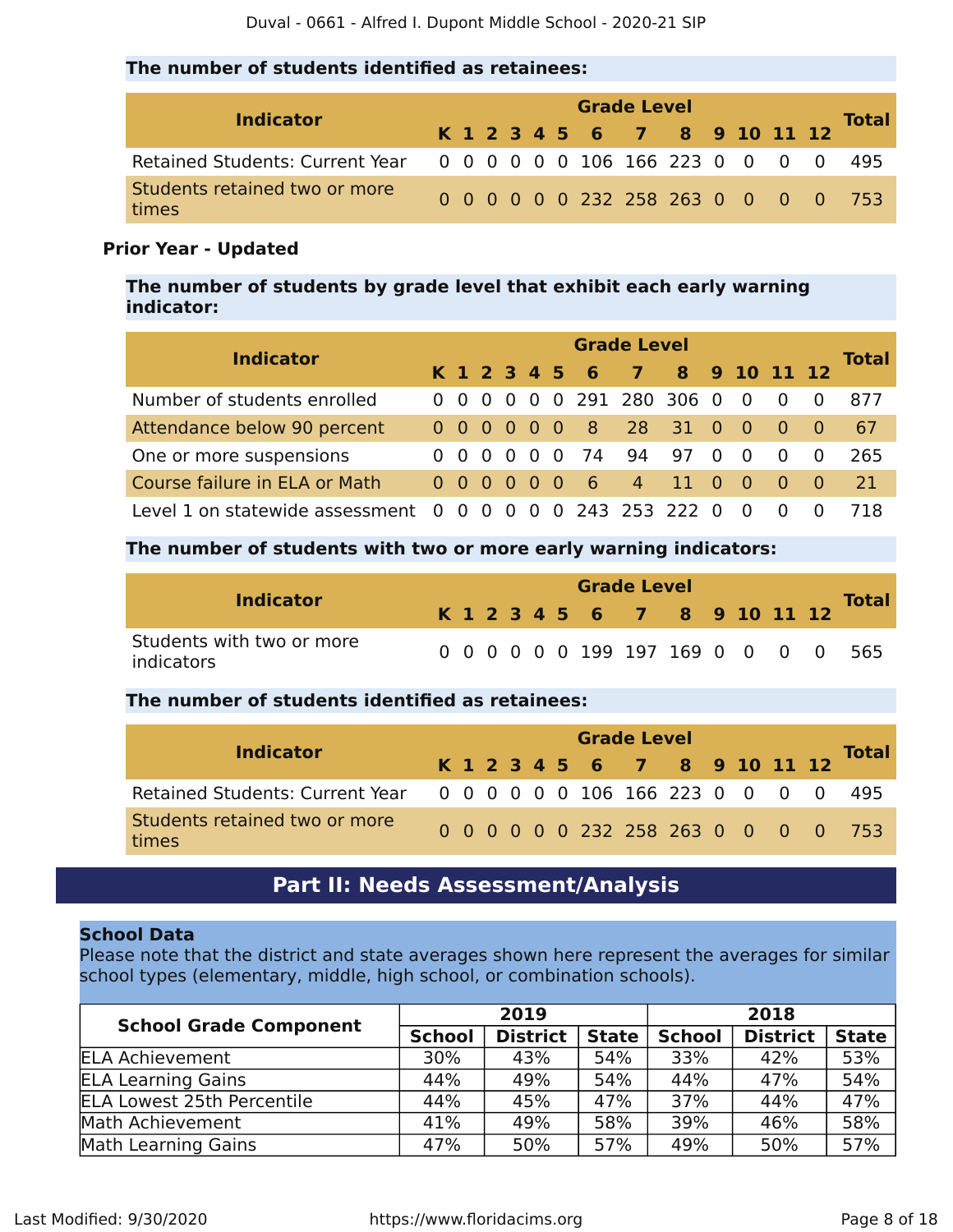### The number of students identified as retainees:

| Indicator | K | 1 | 2 | 3 | 4 | 5 | 6 | 7 | 8 | 9 | 10 | 11 | 12 | Total |
|---|---|---|---|---|---|---|---|---|---|---|---|---|---|---|
| Retained Students: Current Year | 0 | 0 | 0 | 0 | 0 | 0 | 106 | 166 | 223 | 0 | 0 | 0 | 0 | 495 |
| Students retained two or more times | 0 | 0 | 0 | 0 | 0 | 0 | 232 | 258 | 263 | 0 | 0 | 0 | 0 | 753 |

**Prior Year - Updated**

### The number of students by grade level that exhibit each early warning indicator:

| Indicator | K | 1 | 2 | 3 | 4 | 5 | 6 | 7 | 8 | 9 | 10 | 11 | 12 | Total |
|---|---|---|---|---|---|---|---|---|---|---|---|---|---|---|
| Number of students enrolled | 0 | 0 | 0 | 0 | 0 | 0 | 291 | 280 | 306 | 0 | 0 | 0 | 0 | 877 |
| Attendance below 90 percent | 0 | 0 | 0 | 0 | 0 | 0 | 8 | 28 | 31 | 0 | 0 | 0 | 0 | 67 |
| One or more suspensions | 0 | 0 | 0 | 0 | 0 | 0 | 74 | 94 | 97 | 0 | 0 | 0 | 0 | 265 |
| Course failure in ELA or Math | 0 | 0 | 0 | 0 | 0 | 0 | 6 | 4 | 11 | 0 | 0 | 0 | 0 | 21 |
| Level 1 on statewide assessment | 0 | 0 | 0 | 0 | 0 | 0 | 243 | 253 | 222 | 0 | 0 | 0 | 0 | 718 |

### The number of students with two or more early warning indicators:

| Indicator | K | 1 | 2 | 3 | 4 | 5 | 6 | 7 | 8 | 9 | 10 | 11 | 12 | Total |
|---|---|---|---|---|---|---|---|---|---|---|---|---|---|---|
| Students with two or more indicators | 0 | 0 | 0 | 0 | 0 | 0 | 199 | 197 | 169 | 0 | 0 | 0 | 0 | 565 |

### The number of students identified as retainees:

| Indicator | K | 1 | 2 | 3 | 4 | 5 | 6 | 7 | 8 | 9 | 10 | 11 | 12 | Total |
|---|---|---|---|---|---|---|---|---|---|---|---|---|---|---|
| Retained Students: Current Year | 0 | 0 | 0 | 0 | 0 | 0 | 106 | 166 | 223 | 0 | 0 | 0 | 0 | 495 |
| Students retained two or more times | 0 | 0 | 0 | 0 | 0 | 0 | 232 | 258 | 263 | 0 | 0 | 0 | 0 | 753 |

## Part II: Needs Assessment/Analysis

**School Data**

Please note that the district and state averages shown here represent the averages for similar school types (elementary, middle, high school, or combination schools).

| School Grade Component | 2019 | | | 2018 | | |
|---|---|---|---|---|---|---|
| | School | District | State | School | District | State |
| ELA Achievement | 30% | 43% | 54% | 33% | 42% | 53% |
| ELA Learning Gains | 44% | 49% | 54% | 44% | 47% | 54% |
| ELA Lowest 25th Percentile | 44% | 45% | 47% | 37% | 44% | 47% |
| Math Achievement | 41% | 49% | 58% | 39% | 46% | 58% |
| Math Learning Gains | 47% | 50% | 57% | 49% | 50% | 57% |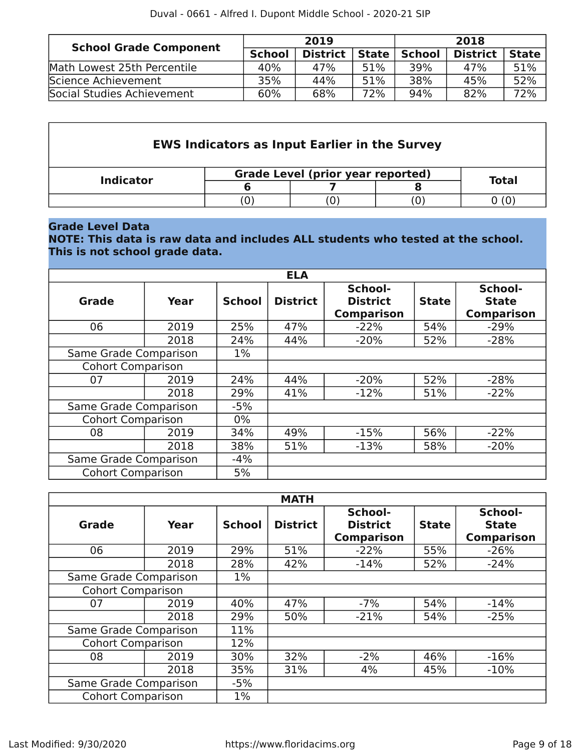| School Grade Component | 2019 | | | 2018 | | |
|---|---|---|---|---|---|---|
| | School | District | State | School | District | State |
| Math Lowest 25th Percentile | 40% | 47% | 51% | 39% | 47% | 51% |
| Science Achievement | 35% | 44% | 51% | 38% | 45% | 52% |
| Social Studies Achievement | 60% | 68% | 72% | 94% | 82% | 72% |

**EWS Indicators as Input Earlier in the Survey**

| Indicator | Grade Level (prior year reported) | | | Total |
|---|---|---|---|---|
| | 6 | 7 | 8 | |
| | (0) | (0) | (0) | 0 (0) |

**Grade Level Data**
**NOTE: This data is raw data and includes ALL students who tested at the school. This is not school grade data.**

**ELA**

| Grade | Year | School | District | School-District Comparison | State | School-State Comparison |
|---|---|---|---|---|---|---|
| 06 | 2019 | 25% | 47% | -22% | 54% | -29% |
| | 2018 | 24% | 44% | -20% | 52% | -28% |
| Same Grade Comparison | | 1% | | | | |
| Cohort Comparison | | | | | | |
| 07 | 2019 | 24% | 44% | -20% | 52% | -28% |
| | 2018 | 29% | 41% | -12% | 51% | -22% |
| Same Grade Comparison | | -5% | | | | |
| Cohort Comparison | | 0% | | | | |
| 08 | 2019 | 34% | 49% | -15% | 56% | -22% |
| | 2018 | 38% | 51% | -13% | 58% | -20% |
| Same Grade Comparison | | -4% | | | | |
| Cohort Comparison | | 5% | | | | |

**MATH**

| Grade | Year | School | District | School-District Comparison | State | School-State Comparison |
|---|---|---|---|---|---|---|
| 06 | 2019 | 29% | 51% | -22% | 55% | -26% |
| | 2018 | 28% | 42% | -14% | 52% | -24% |
| Same Grade Comparison | | 1% | | | | |
| Cohort Comparison | | | | | | |
| 07 | 2019 | 40% | 47% | -7% | 54% | -14% |
| | 2018 | 29% | 50% | -21% | 54% | -25% |
| Same Grade Comparison | | 11% | | | | |
| Cohort Comparison | | 12% | | | | |
| 08 | 2019 | 30% | 32% | -2% | 46% | -16% |
| | 2018 | 35% | 31% | 4% | 45% | -10% |
| Same Grade Comparison | | -5% | | | | |
| Cohort Comparison | | 1% | | | | |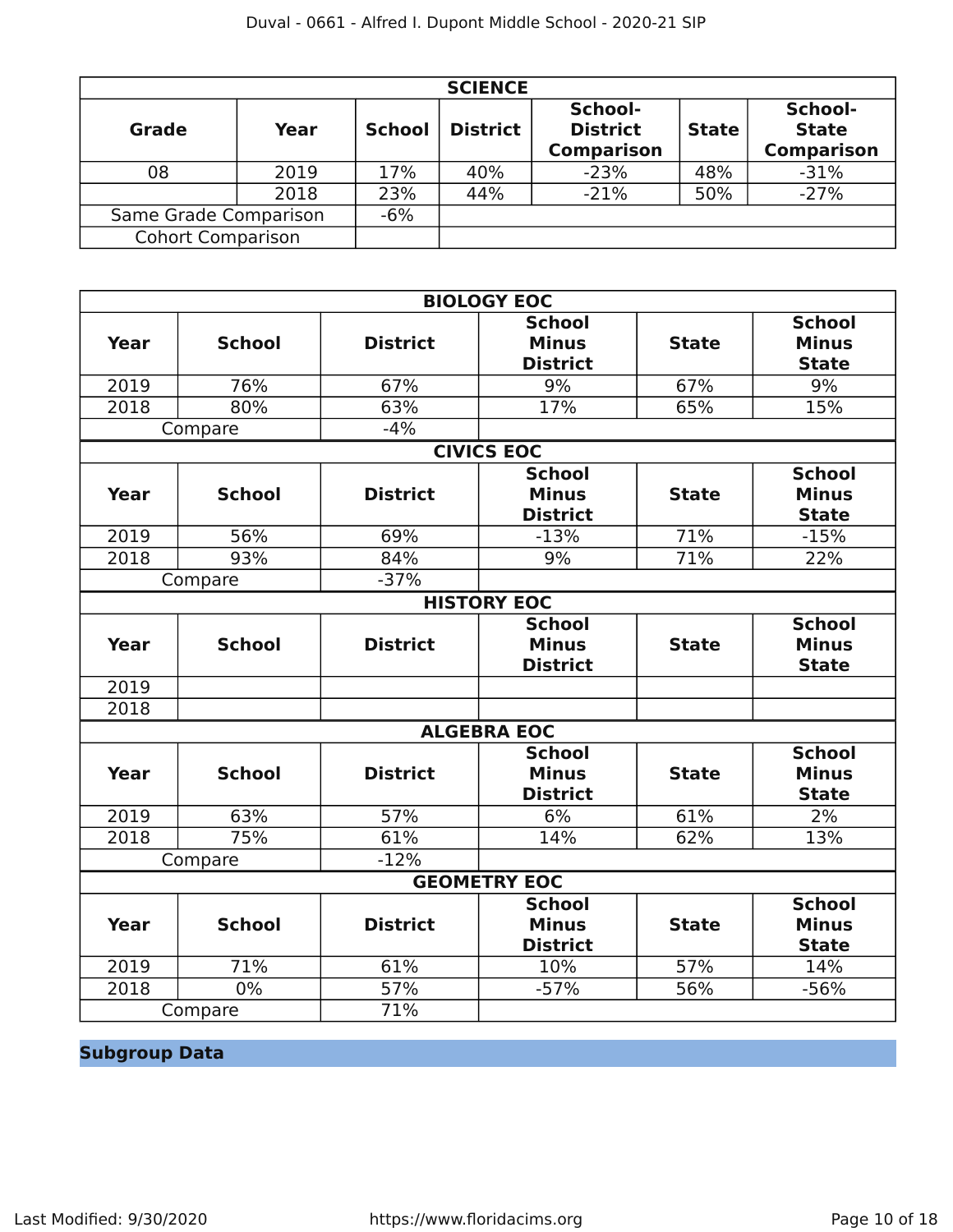| SCIENCE | | | | | | |
|---|---|---|---|---|---|---|
| **Grade** | **Year** | **School** | **District** | **School-District Comparison** | **State** | **School-State Comparison** |
| 08 | 2019 | 17% | 40% | -23% | 48% | -31% |
| | 2018 | 23% | 44% | -21% | 50% | -27% |
| Same Grade Comparison | | -6% | | | | |
| Cohort Comparison | | | | | | |

| BIOLOGY EOC | | | | | |
|---|---|---|---|---|---|
| **Year** | **School** | **District** | **School Minus District** | **State** | **School Minus State** |
| 2019 | 76% | 67% | 9% | 67% | 9% |
| 2018 | 80% | 63% | 17% | 65% | 15% |
| Compare | | -4% | | | |

| CIVICS EOC | | | | | |
|---|---|---|---|---|---|
| **Year** | **School** | **District** | **School Minus District** | **State** | **School Minus State** |
| 2019 | 56% | 69% | -13% | 71% | -15% |
| 2018 | 93% | 84% | 9% | 71% | 22% |
| Compare | | -37% | | | |

| HISTORY EOC | | | | | |
|---|---|---|---|---|---|
| **Year** | **School** | **District** | **School Minus District** | **State** | **School Minus State** |
| 2019 | | | | | |
| 2018 | | | | | |

| ALGEBRA EOC | | | | | |
|---|---|---|---|---|---|
| **Year** | **School** | **District** | **School Minus District** | **State** | **School Minus State** |
| 2019 | 63% | 57% | 6% | 61% | 2% |
| 2018 | 75% | 61% | 14% | 62% | 13% |
| Compare | | -12% | | | |

| GEOMETRY EOC | | | | | |
|---|---|---|---|---|---|
| **Year** | **School** | **District** | **School Minus District** | **State** | **School Minus State** |
| 2019 | 71% | 61% | 10% | 57% | 14% |
| 2018 | 0% | 57% | -57% | 56% | -56% |
| Compare | | 71% | | | |

## Subgroup Data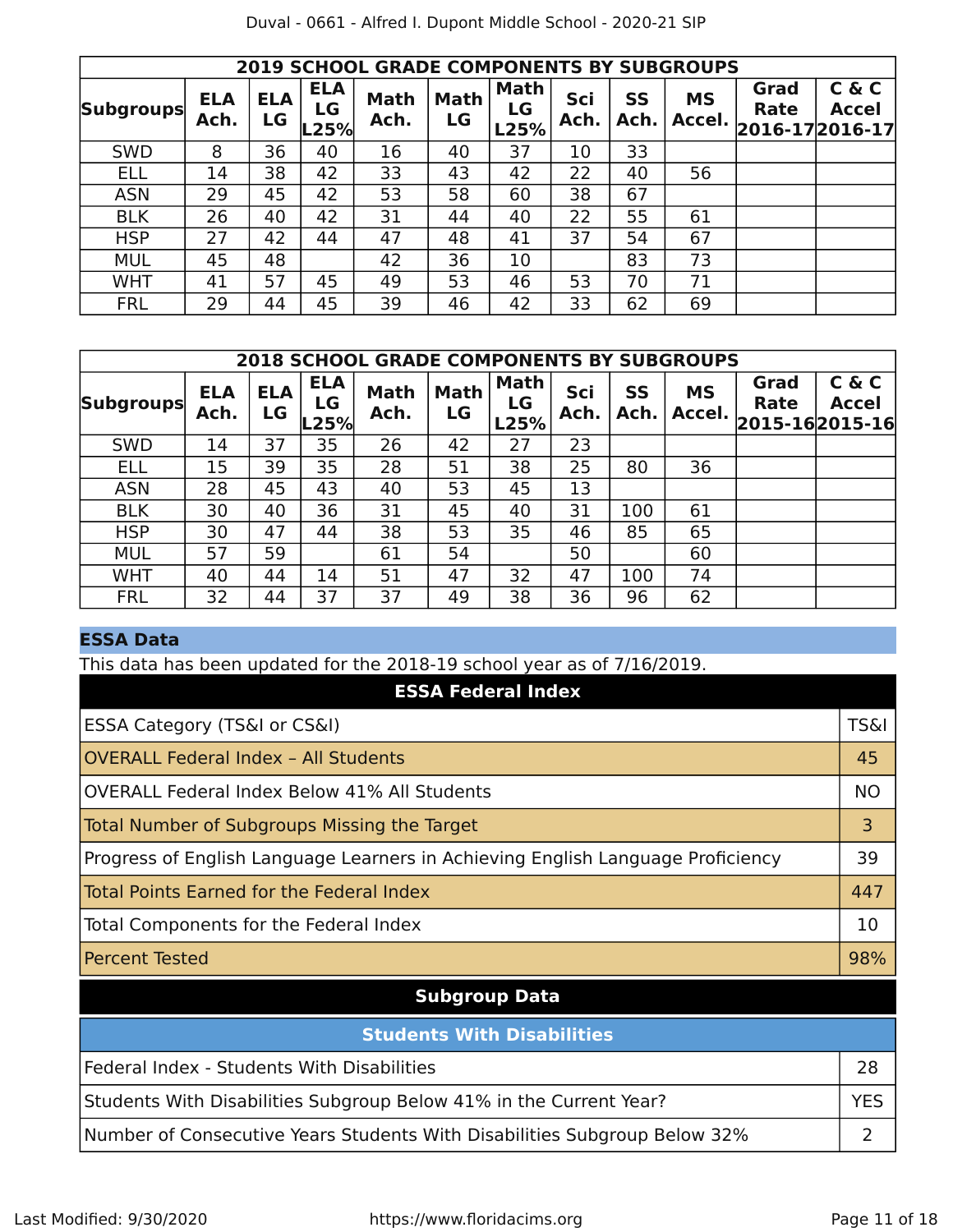| 2019 SCHOOL GRADE COMPONENTS BY SUBGROUPS | | | | | | | | | | | |
|---|---|---|---|---|---|---|---|---|---|---|---|
| Subgroups | ELA Ach. | ELA LG | ELA LG L25% | Math Ach. | Math LG | Math LG L25% | Sci Ach. | SS Ach. | MS Accel. | Grad Rate 2016-17 | C & C Accel 2016-17 |
| SWD | 8 | 36 | 40 | 16 | 40 | 37 | 10 | 33 | | | |
| ELL | 14 | 38 | 42 | 33 | 43 | 42 | 22 | 40 | 56 | | |
| ASN | 29 | 45 | 42 | 53 | 58 | 60 | 38 | 67 | | | |
| BLK | 26 | 40 | 42 | 31 | 44 | 40 | 22 | 55 | 61 | | |
| HSP | 27 | 42 | 44 | 47 | 48 | 41 | 37 | 54 | 67 | | |
| MUL | 45 | 48 | | 42 | 36 | 10 | | 83 | 73 | | |
| WHT | 41 | 57 | 45 | 49 | 53 | 46 | 53 | 70 | 71 | | |
| FRL | 29 | 44 | 45 | 39 | 46 | 42 | 33 | 62 | 69 | | |

| 2018 SCHOOL GRADE COMPONENTS BY SUBGROUPS | | | | | | | | | | | |
|---|---|---|---|---|---|---|---|---|---|---|---|
| Subgroups | ELA Ach. | ELA LG | ELA LG L25% | Math Ach. | Math LG | Math LG L25% | Sci Ach. | SS Ach. | MS Accel. | Grad Rate 2015-16 | C & C Accel 2015-16 |
| SWD | 14 | 37 | 35 | 26 | 42 | 27 | 23 | | | | |
| ELL | 15 | 39 | 35 | 28 | 51 | 38 | 25 | 80 | 36 | | |
| ASN | 28 | 45 | 43 | 40 | 53 | 45 | 13 | | | | |
| BLK | 30 | 40 | 36 | 31 | 45 | 40 | 31 | 100 | 61 | | |
| HSP | 30 | 47 | 44 | 38 | 53 | 35 | 46 | 85 | 65 | | |
| MUL | 57 | 59 | | 61 | 54 | | 50 | | 60 | | |
| WHT | 40 | 44 | 14 | 51 | 47 | 32 | 47 | 100 | 74 | | |
| FRL | 32 | 44 | 37 | 37 | 49 | 38 | 36 | 96 | 62 | | |

## ESSA Data

This data has been updated for the 2018-19 school year as of 7/16/2019.

| ESSA Federal Index | |
|---|---|
| ESSA Category (TS&I or CS&I) | TS&I |
| OVERALL Federal Index – All Students | 45 |
| OVERALL Federal Index Below 41% All Students | NO |
| Total Number of Subgroups Missing the Target | 3 |
| Progress of English Language Learners in Achieving English Language Proficiency | 39 |
| Total Points Earned for the Federal Index | 447 |
| Total Components for the Federal Index | 10 |
| Percent Tested | 98% |

### Subgroup Data

| Students With Disabilities | |
|---|---|
| Federal Index - Students With Disabilities | 28 |
| Students With Disabilities Subgroup Below 41% in the Current Year? | YES |
| Number of Consecutive Years Students With Disabilities Subgroup Below 32% | 2 |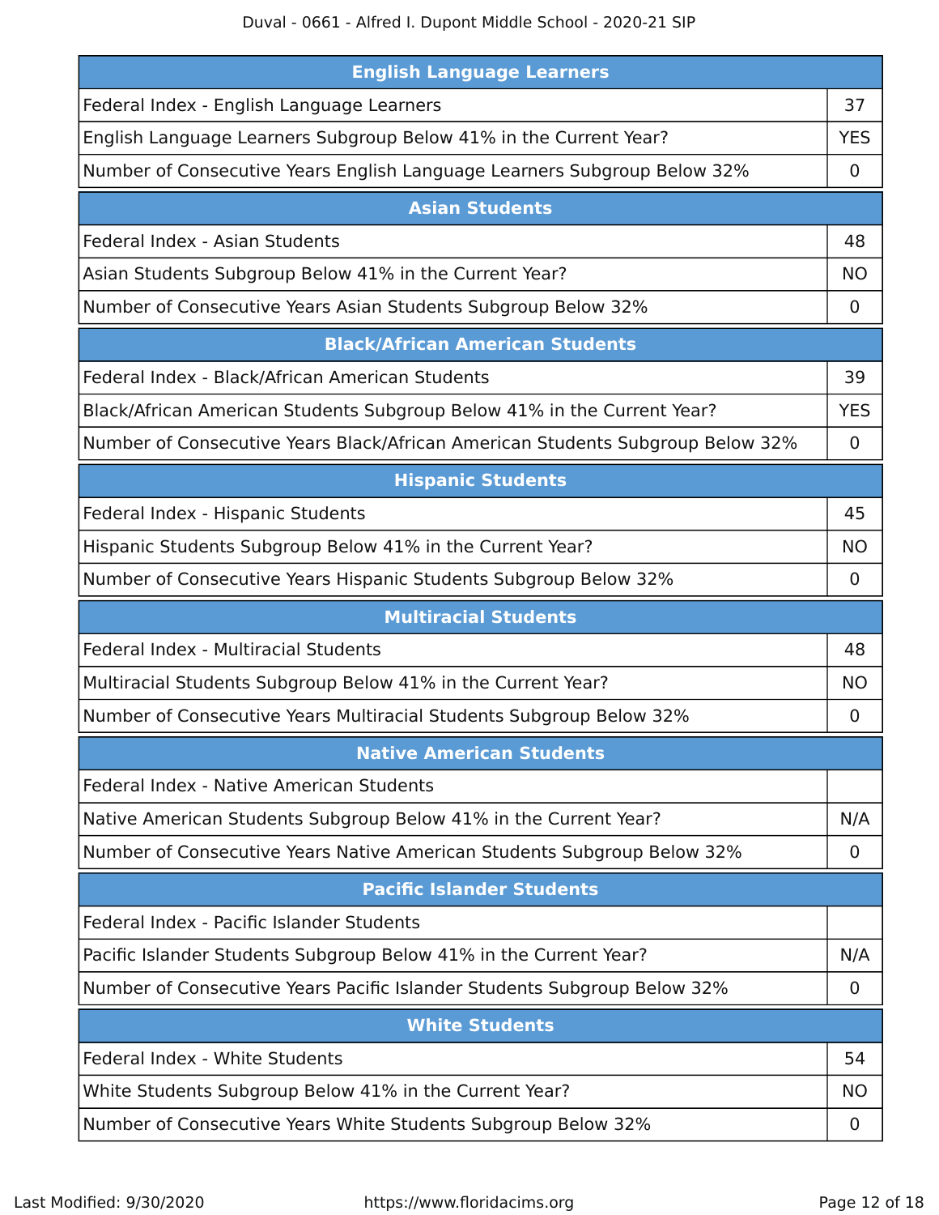| English Language Learners | |
|---|---|
| Federal Index - English Language Learners | 37 |
| English Language Learners Subgroup Below 41% in the Current Year? | YES |
| Number of Consecutive Years English Language Learners Subgroup Below 32% | 0 |

| Asian Students | |
|---|---|
| Federal Index - Asian Students | 48 |
| Asian Students Subgroup Below 41% in the Current Year? | NO |
| Number of Consecutive Years Asian Students Subgroup Below 32% | 0 |

| Black/African American Students | |
|---|---|
| Federal Index - Black/African American Students | 39 |
| Black/African American Students Subgroup Below 41% in the Current Year? | YES |
| Number of Consecutive Years Black/African American Students Subgroup Below 32% | 0 |

| Hispanic Students | |
|---|---|
| Federal Index - Hispanic Students | 45 |
| Hispanic Students Subgroup Below 41% in the Current Year? | NO |
| Number of Consecutive Years Hispanic Students Subgroup Below 32% | 0 |

| Multiracial Students | |
|---|---|
| Federal Index - Multiracial Students | 48 |
| Multiracial Students Subgroup Below 41% in the Current Year? | NO |
| Number of Consecutive Years Multiracial Students Subgroup Below 32% | 0 |

| Native American Students | |
|---|---|
| Federal Index - Native American Students | |
| Native American Students Subgroup Below 41% in the Current Year? | N/A |
| Number of Consecutive Years Native American Students Subgroup Below 32% | 0 |

| Pacific Islander Students | |
|---|---|
| Federal Index - Pacific Islander Students | |
| Pacific Islander Students Subgroup Below 41% in the Current Year? | N/A |
| Number of Consecutive Years Pacific Islander Students Subgroup Below 32% | 0 |

| White Students | |
|---|---|
| Federal Index - White Students | 54 |
| White Students Subgroup Below 41% in the Current Year? | NO |
| Number of Consecutive Years White Students Subgroup Below 32% | 0 |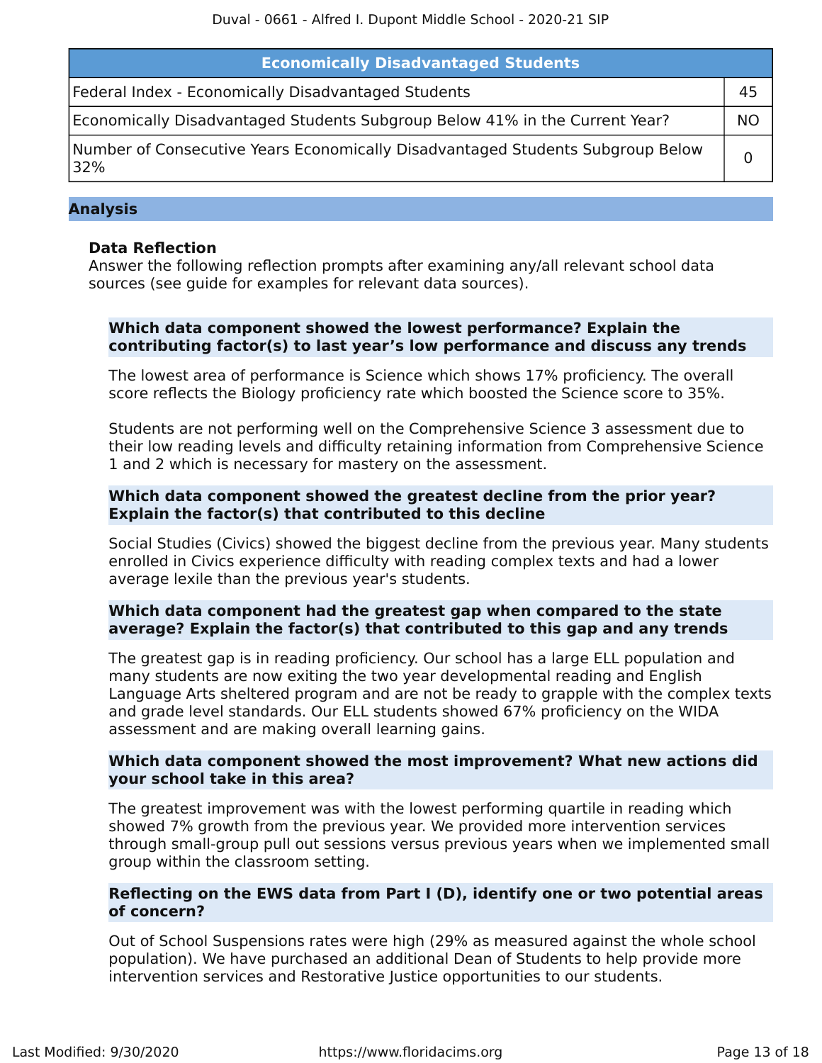| Economically Disadvantaged Students | |
|---|---|
| Federal Index - Economically Disadvantaged Students | 45 |
| Economically Disadvantaged Students Subgroup Below 41% in the Current Year? | NO |
| Number of Consecutive Years Economically Disadvantaged Students Subgroup Below 32% | 0 |

## Analysis

### Data Reflection

Answer the following reflection prompts after examining any/all relevant school data sources (see guide for examples for relevant data sources).

**Which data component showed the lowest performance? Explain the contributing factor(s) to last year's low performance and discuss any trends**

The lowest area of performance is Science which shows 17% proficiency. The overall score reflects the Biology proficiency rate which boosted the Science score to 35%.

Students are not performing well on the Comprehensive Science 3 assessment due to their low reading levels and difficulty retaining information from Comprehensive Science 1 and 2 which is necessary for mastery on the assessment.

**Which data component showed the greatest decline from the prior year? Explain the factor(s) that contributed to this decline**

Social Studies (Civics) showed the biggest decline from the previous year. Many students enrolled in Civics experience difficulty with reading complex texts and had a lower average lexile than the previous year's students.

**Which data component had the greatest gap when compared to the state average? Explain the factor(s) that contributed to this gap and any trends**

The greatest gap is in reading proficiency. Our school has a large ELL population and many students are now exiting the two year developmental reading and English Language Arts sheltered program and are not be ready to grapple with the complex texts and grade level standards. Our ELL students showed 67% proficiency on the WIDA assessment and are making overall learning gains.

**Which data component showed the most improvement? What new actions did your school take in this area?**

The greatest improvement was with the lowest performing quartile in reading which showed 7% growth from the previous year. We provided more intervention services through small-group pull out sessions versus previous years when we implemented small group within the classroom setting.

**Reflecting on the EWS data from Part I (D), identify one or two potential areas of concern?**

Out of School Suspensions rates were high (29% as measured against the whole school population). We have purchased an additional Dean of Students to help provide more intervention services and Restorative Justice opportunities to our students.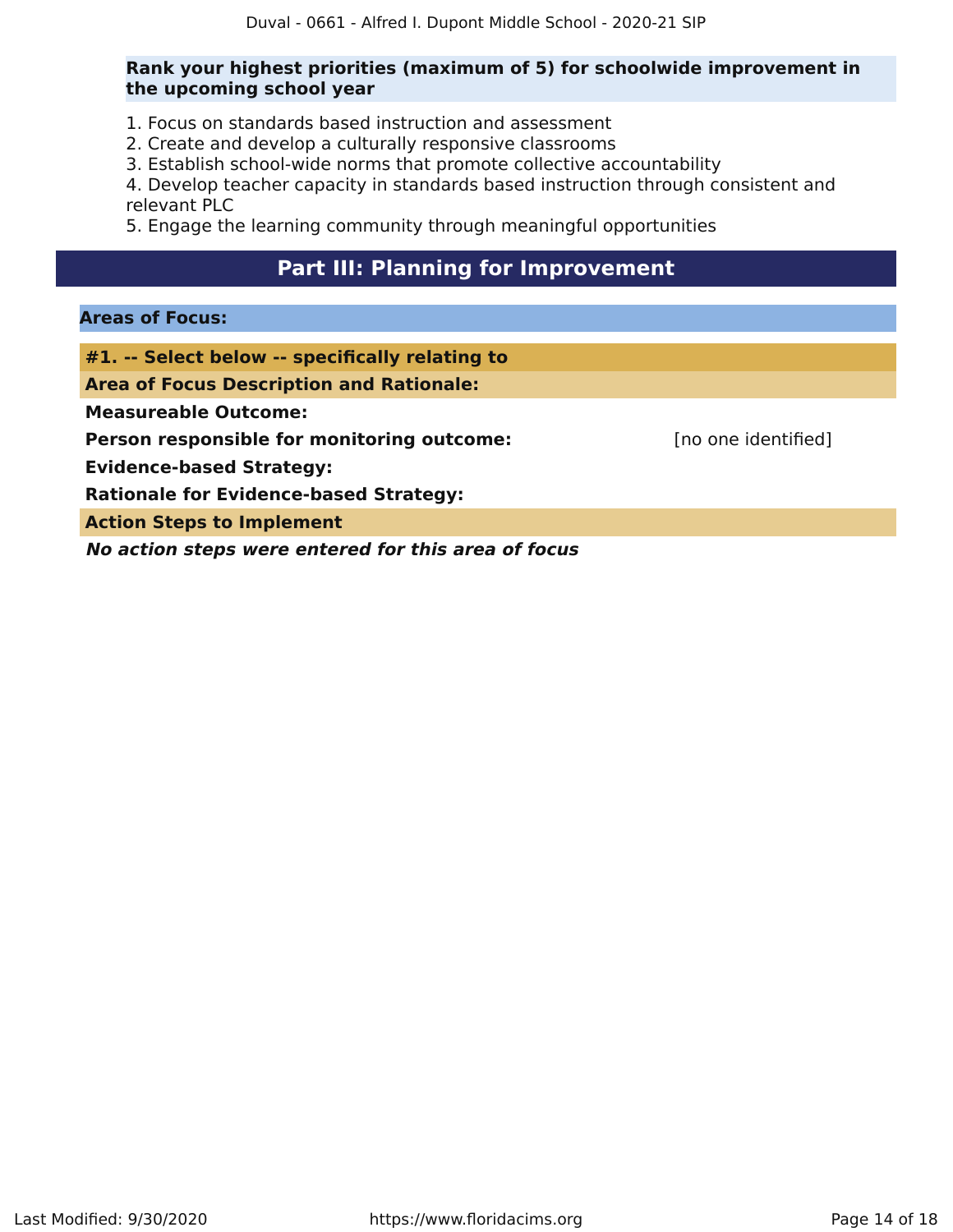**Rank your highest priorities (maximum of 5) for schoolwide improvement in the upcoming school year**

1. Focus on standards based instruction and assessment
2. Create and develop a culturally responsive classrooms
3. Establish school-wide norms that promote collective accountability
4. Develop teacher capacity in standards based instruction through consistent and relevant PLC
5. Engage the learning community through meaningful opportunities

# Part III: Planning for Improvement

## Areas of Focus:

### #1. -- Select below -- specifically relating to

**Area of Focus Description and Rationale:**

**Measureable Outcome:**

**Person responsible for monitoring outcome:** [no one identified]

**Evidence-based Strategy:**

**Rationale for Evidence-based Strategy:**

**Action Steps to Implement**

***No action steps were entered for this area of focus***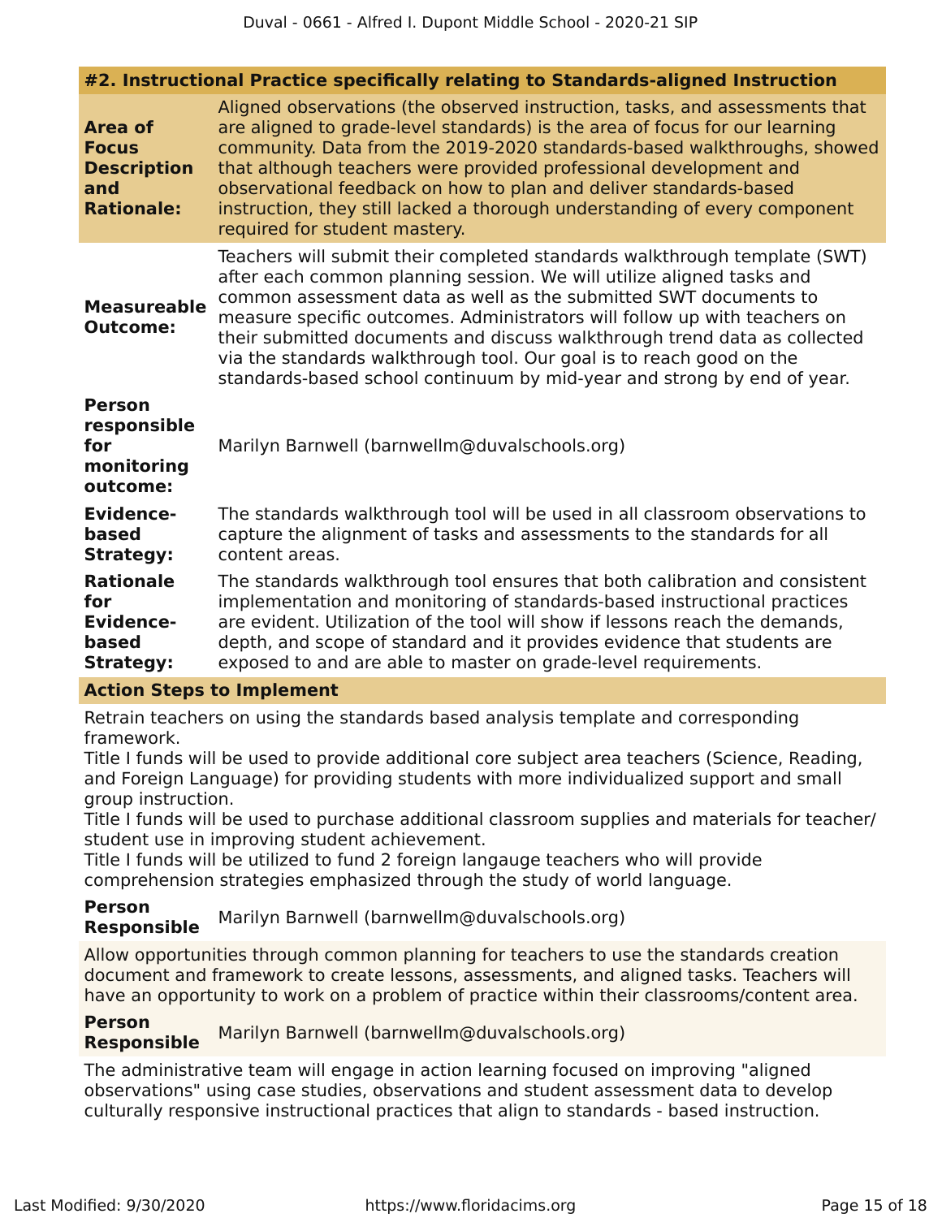### #2. Instructional Practice specifically relating to Standards-aligned Instruction

**Area of Focus Description and Rationale:** Aligned observations (the observed instruction, tasks, and assessments that are aligned to grade-level standards) is the area of focus for our learning community. Data from the 2019-2020 standards-based walkthroughs, showed that although teachers were provided professional development and observational feedback on how to plan and deliver standards-based instruction, they still lacked a thorough understanding of every component required for student mastery.

**Measureable Outcome:** Teachers will submit their completed standards walkthrough template (SWT) after each common planning session. We will utilize aligned tasks and common assessment data as well as the submitted SWT documents to measure specific outcomes. Administrators will follow up with teachers on their submitted documents and discuss walkthrough trend data as collected via the standards walkthrough tool. Our goal is to reach good on the standards-based school continuum by mid-year and strong by end of year.

**Person responsible for monitoring outcome:** Marilyn Barnwell (barnwellm@duvalschools.org)

**Evidence-based Strategy:** The standards walkthrough tool will be used in all classroom observations to capture the alignment of tasks and assessments to the standards for all content areas.

**Rationale for Evidence-based Strategy:** The standards walkthrough tool ensures that both calibration and consistent implementation and monitoring of standards-based instructional practices are evident. Utilization of the tool will show if lessons reach the demands, depth, and scope of standard and it provides evidence that students are exposed to and are able to master on grade-level requirements.

**Action Steps to Implement**

Retrain teachers on using the standards based analysis template and corresponding framework.
Title I funds will be used to provide additional core subject area teachers (Science, Reading, and Foreign Language) for providing students with more individualized support and small group instruction.
Title I funds will be used to purchase additional classroom supplies and materials for teacher/student use in improving student achievement.
Title I funds will be utilized to fund 2 foreign langauge teachers who will provide comprehension strategies emphasized through the study of world language.

**Person Responsible** Marilyn Barnwell (barnwellm@duvalschools.org)

Allow opportunities through common planning for teachers to use the standards creation document and framework to create lessons, assessments, and aligned tasks. Teachers will have an opportunity to work on a problem of practice within their classrooms/content area.

**Person Responsible** Marilyn Barnwell (barnwellm@duvalschools.org)

The administrative team will engage in action learning focused on improving "aligned observations" using case studies, observations and student assessment data to develop culturally responsive instructional practices that align to standards - based instruction.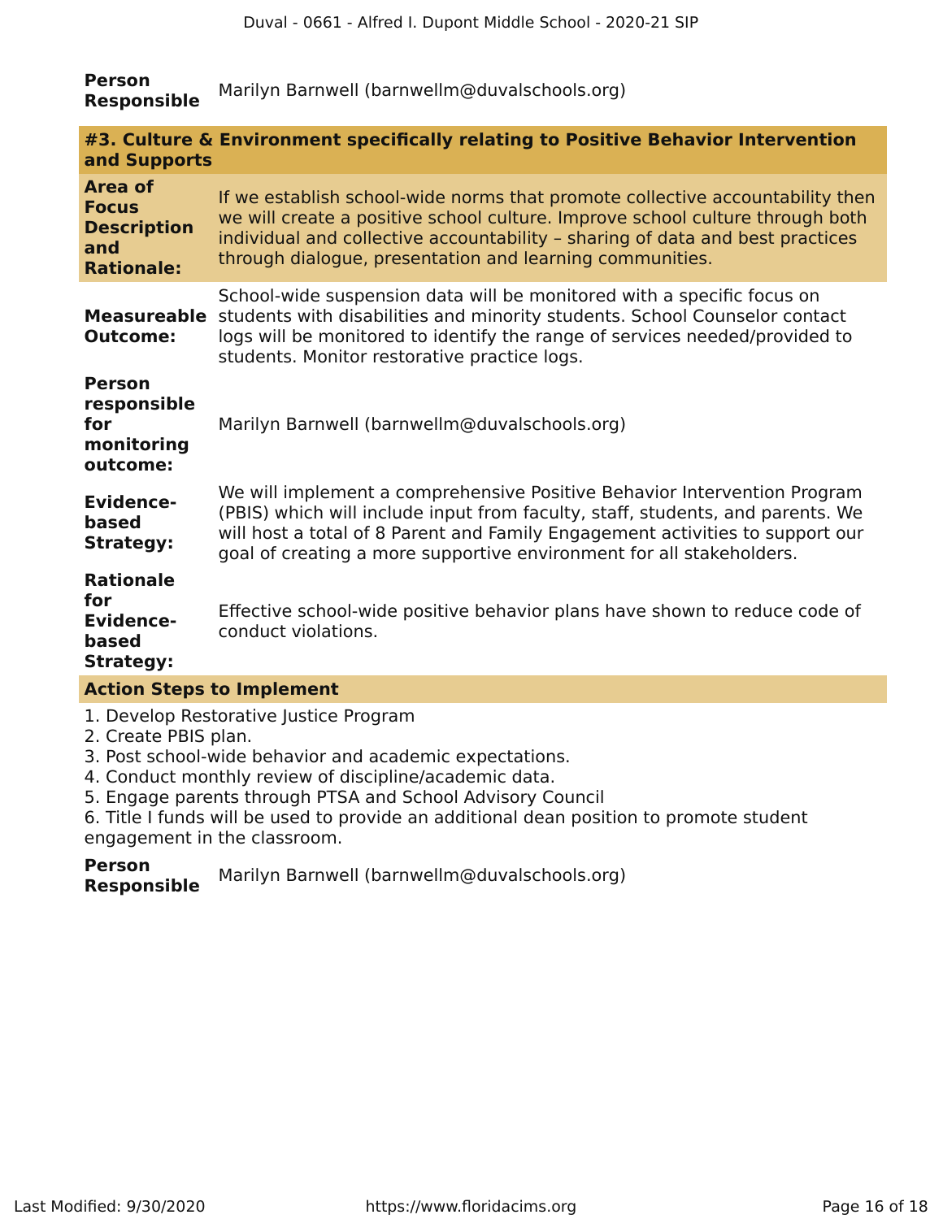| | |
|---|---|
| **Person Responsible** | Marilyn Barnwell (barnwellm@duvalschools.org) |

### #3. Culture & Environment specifically relating to Positive Behavior Intervention and Supports

| | |
|---|---|
| **Area of Focus Description and Rationale:** | If we establish school-wide norms that promote collective accountability then we will create a positive school culture. Improve school culture through both individual and collective accountability – sharing of data and best practices through dialogue, presentation and learning communities. |
| **Measureable Outcome:** | School-wide suspension data will be monitored with a specific focus on students with disabilities and minority students. School Counselor contact logs will be monitored to identify the range of services needed/provided to students. Monitor restorative practice logs. |
| **Person responsible for monitoring outcome:** | Marilyn Barnwell (barnwellm@duvalschools.org) |
| **Evidence-based Strategy:** | We will implement a comprehensive Positive Behavior Intervention Program (PBIS) which will include input from faculty, staff, students, and parents. We will host a total of 8 Parent and Family Engagement activities to support our goal of creating a more supportive environment for all stakeholders. |
| **Rationale for Evidence-based Strategy:** | Effective school-wide positive behavior plans have shown to reduce code of conduct violations. |

**Action Steps to Implement**

1. Develop Restorative Justice Program
2. Create PBIS plan.
3. Post school-wide behavior and academic expectations.
4. Conduct monthly review of discipline/academic data.
5. Engage parents through PTSA and School Advisory Council
6. Title I funds will be used to provide an additional dean position to promote student engagement in the classroom.

| | |
|---|---|
| **Person Responsible** | Marilyn Barnwell (barnwellm@duvalschools.org) |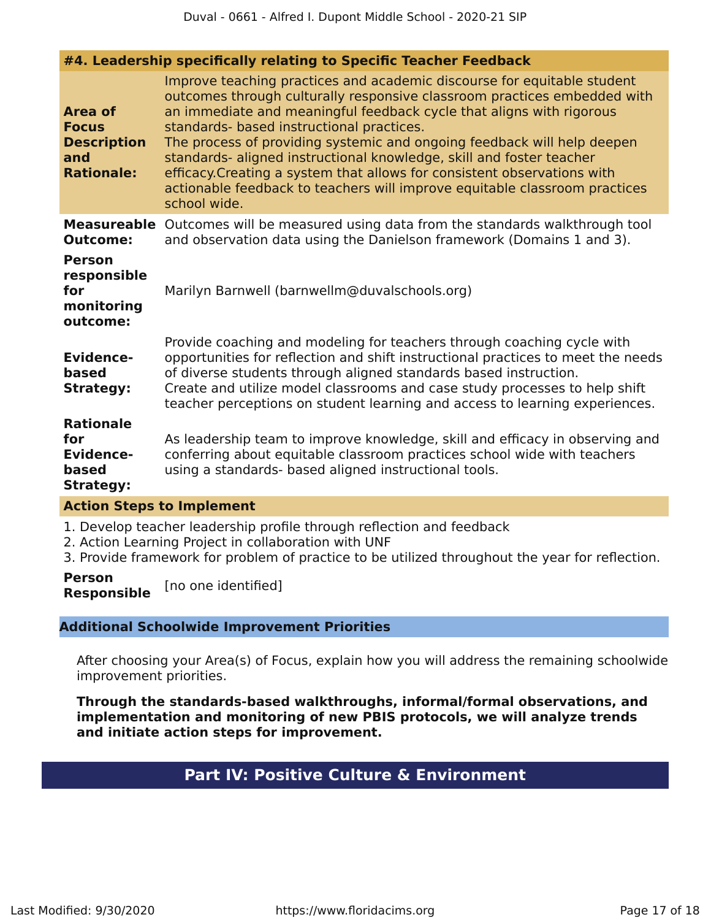#### #4. Leadership specifically relating to Specific Teacher Feedback

**Area of Focus Description and Rationale:**

Improve teaching practices and academic discourse for equitable student outcomes through culturally responsive classroom practices embedded with an immediate and meaningful feedback cycle that aligns with rigorous standards- based instructional practices.
The process of providing systemic and ongoing feedback will help deepen standards- aligned instructional knowledge, skill and foster teacher efficacy.Creating a system that allows for consistent observations with actionable feedback to teachers will improve equitable classroom practices school wide.

**Measureable Outcome:**

Outcomes will be measured using data from the standards walkthrough tool and observation data using the Danielson framework (Domains 1 and 3).

**Person responsible for monitoring outcome:**

Marilyn Barnwell (barnwellm@duvalschools.org)

**Evidence-based Strategy:**

Provide coaching and modeling for teachers through coaching cycle with opportunities for reflection and shift instructional practices to meet the needs of diverse students through aligned standards based instruction.
Create and utilize model classrooms and case study processes to help shift teacher perceptions on student learning and access to learning experiences.

**Rationale for Evidence-based Strategy:**

As leadership team to improve knowledge, skill and efficacy in observing and conferring about equitable classroom practices school wide with teachers using a standards- based aligned instructional tools.

**Action Steps to Implement**

1. Develop teacher leadership profile through reflection and feedback
2. Action Learning Project in collaboration with UNF
3. Provide framework for problem of practice to be utilized throughout the year for reflection.

**Person Responsible** [no one identified]

### Additional Schoolwide Improvement Priorities

After choosing your Area(s) of Focus, explain how you will address the remaining schoolwide improvement priorities.

**Through the standards-based walkthroughs, informal/formal observations, and implementation and monitoring of new PBIS protocols, we will analyze trends and initiate action steps for improvement.**

## Part IV: Positive Culture & Environment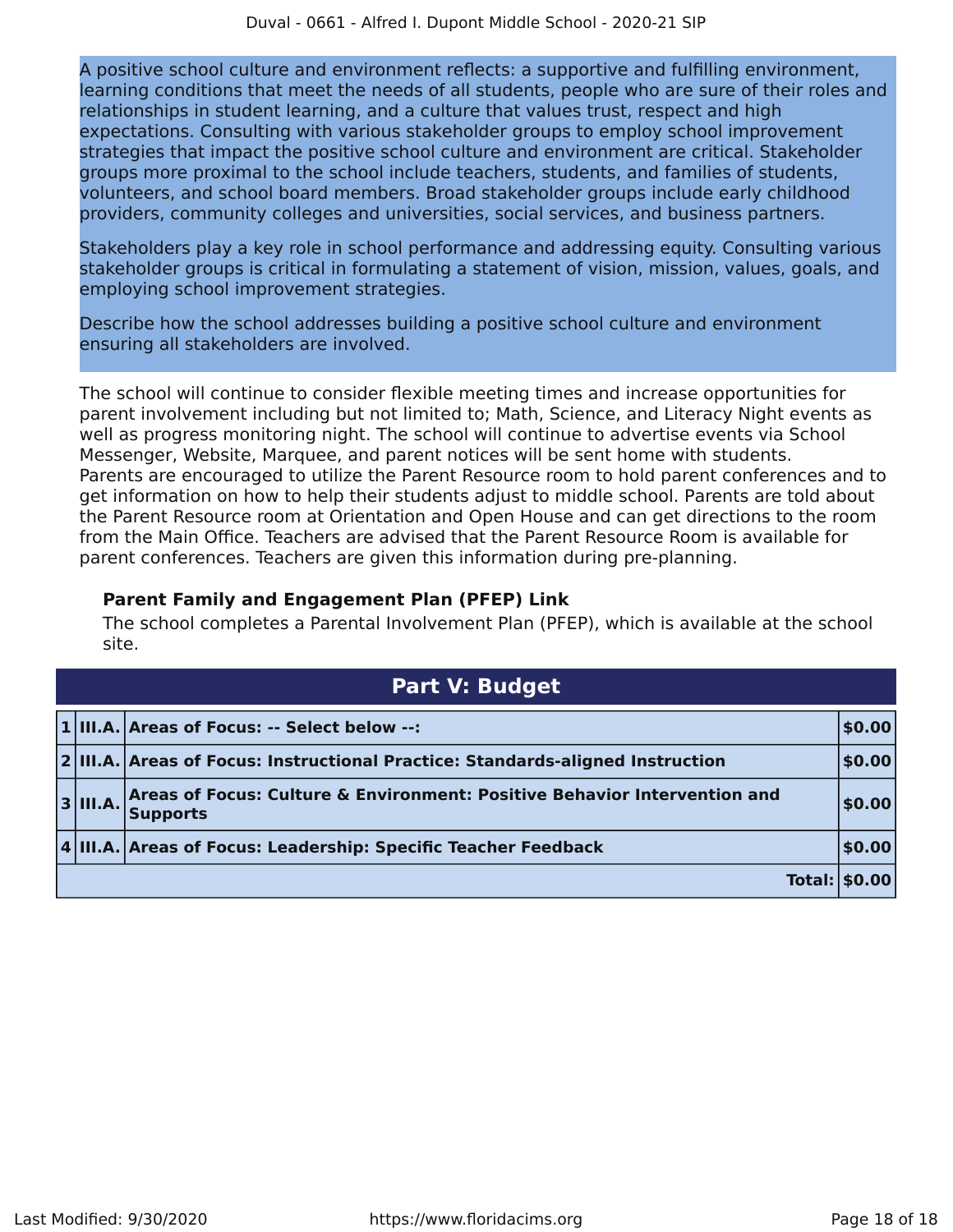A positive school culture and environment reflects: a supportive and fulfilling environment, learning conditions that meet the needs of all students, people who are sure of their roles and relationships in student learning, and a culture that values trust, respect and high expectations. Consulting with various stakeholder groups to employ school improvement strategies that impact the positive school culture and environment are critical. Stakeholder groups more proximal to the school include teachers, students, and families of students, volunteers, and school board members. Broad stakeholder groups include early childhood providers, community colleges and universities, social services, and business partners.

Stakeholders play a key role in school performance and addressing equity. Consulting various stakeholder groups is critical in formulating a statement of vision, mission, values, goals, and employing school improvement strategies.

Describe how the school addresses building a positive school culture and environment ensuring all stakeholders are involved.

The school will continue to consider flexible meeting times and increase opportunities for parent involvement including but not limited to; Math, Science, and Literacy Night events as well as progress monitoring night. The school will continue to advertise events via School Messenger, Website, Marquee, and parent notices will be sent home with students.
Parents are encouraged to utilize the Parent Resource room to hold parent conferences and to get information on how to help their students adjust to middle school. Parents are told about the Parent Resource room at Orientation and Open House and can get directions to the room from the Main Office. Teachers are advised that the Parent Resource Room is available for parent conferences. Teachers are given this information during pre-planning.

### Parent Family and Engagement Plan (PFEP) Link

The school completes a Parental Involvement Plan (PFEP), which is available at the school site.

## Part V: Budget

| | | | |
|---|---|---|---|
| 1 | III.A. | **Areas of Focus: -- Select below --:** | $0.00 |
| 2 | III.A. | **Areas of Focus: Instructional Practice: Standards-aligned Instruction** | $0.00 |
| 3 | III.A. | **Areas of Focus: Culture & Environment: Positive Behavior Intervention and Supports** | $0.00 |
| 4 | III.A. | **Areas of Focus: Leadership: Specific Teacher Feedback** | $0.00 |
| | | **Total:** | $0.00 |